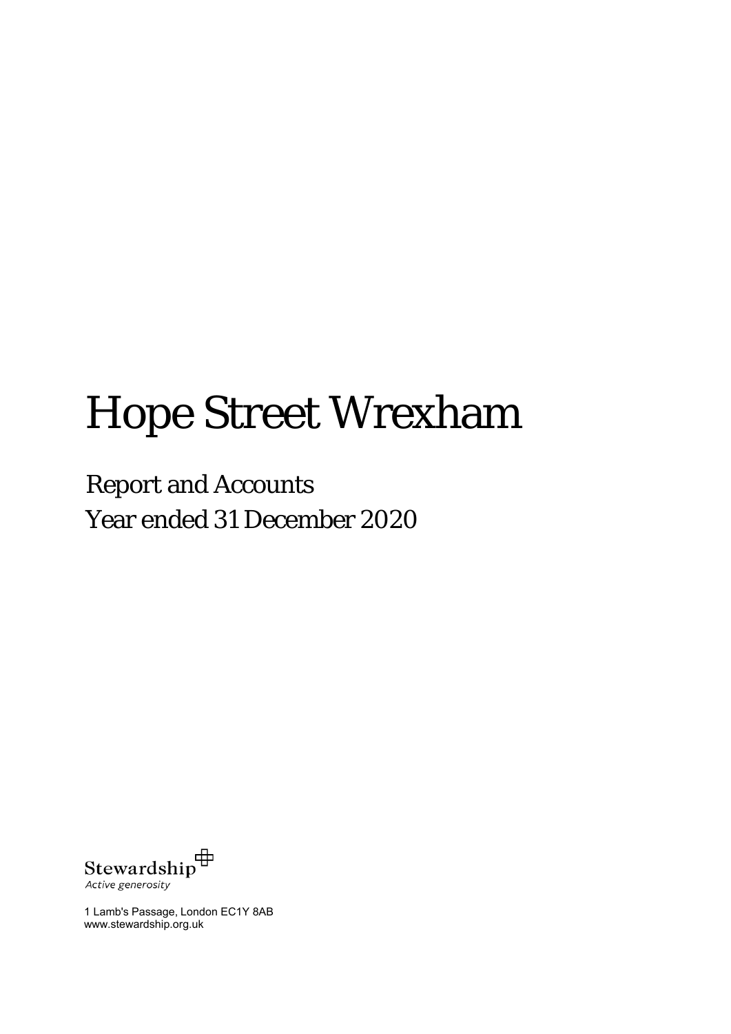# Hope Street Wrexham

## Report and Accounts
## Year ended 31 December 2020

Stewardship
*Active generosity*

1 Lamb's Passage, London EC1Y 8AB
www.stewardship.org.uk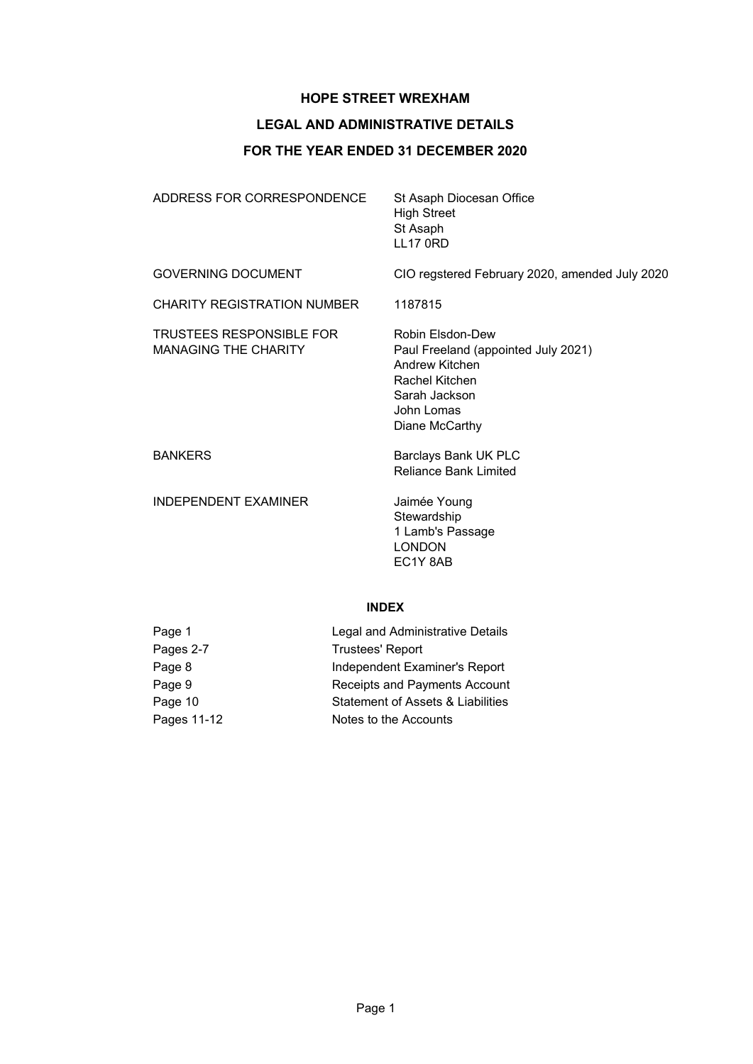# HOPE STREET WREXHAM

## LEGAL AND ADMINISTRATIVE DETAILS

## FOR THE YEAR ENDED 31 DECEMBER 2020

| | |
|---|---|
| ADDRESS FOR CORRESPONDENCE | St Asaph Diocesan Office<br>High Street<br>St Asaph<br>LL17 0RD |
| GOVERNING DOCUMENT | CIO regstered February 2020, amended July 2020 |
| CHARITY REGISTRATION NUMBER | 1187815 |
| TRUSTEES RESPONSIBLE FOR MANAGING THE CHARITY | Robin Elsdon-Dew<br>Paul Freeland (appointed July 2021)<br>Andrew Kitchen<br>Rachel Kitchen<br>Sarah Jackson<br>John Lomas<br>Diane McCarthy |
| BANKERS | Barclays Bank UK PLC<br>Reliance Bank Limited |
| INDEPENDENT EXAMINER | Jaimée Young<br>Stewardship<br>1 Lamb's Passage<br>LONDON<br>EC1Y 8AB |

### INDEX

| | |
|---|---|
| Page 1 | Legal and Administrative Details |
| Pages 2-7 | Trustees' Report |
| Page 8 | Independent Examiner's Report |
| Page 9 | Receipts and Payments Account |
| Page 10 | Statement of Assets & Liabilities |
| Pages 11-12 | Notes to the Accounts |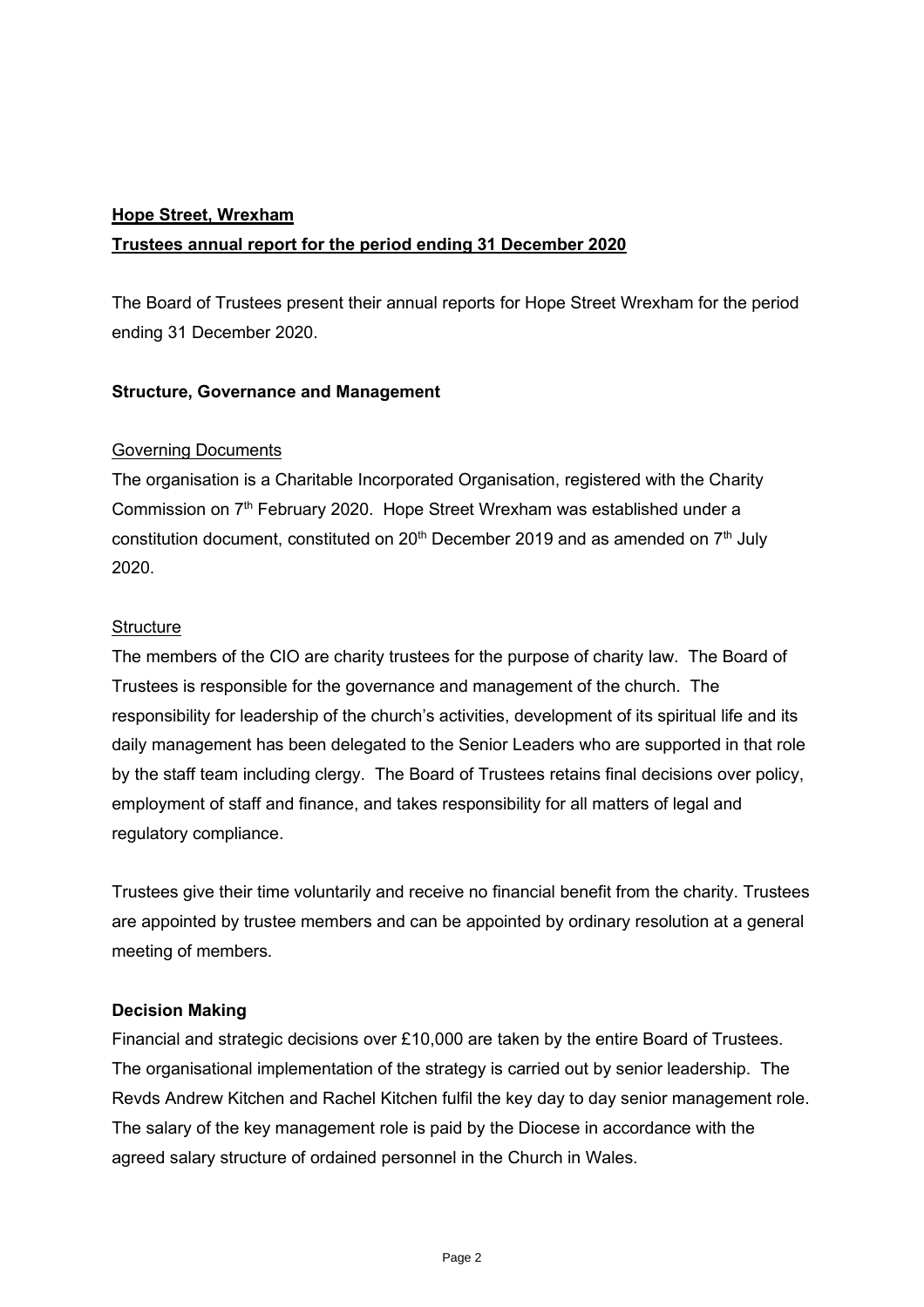**<u>Hope Street, Wrexham</u>**

**<u>Trustees annual report for the period ending 31 December 2020</u>**

The Board of Trustees present their annual reports for Hope Street Wrexham for the period ending 31 December 2020.

**Structure, Governance and Management**

<u>Governing Documents</u>

The organisation is a Charitable Incorporated Organisation, registered with the Charity Commission on 7th February 2020. Hope Street Wrexham was established under a constitution document, constituted on 20th December 2019 and as amended on 7th July 2020.

<u>Structure</u>

The members of the CIO are charity trustees for the purpose of charity law. The Board of Trustees is responsible for the governance and management of the church. The responsibility for leadership of the church's activities, development of its spiritual life and its daily management has been delegated to the Senior Leaders who are supported in that role by the staff team including clergy. The Board of Trustees retains final decisions over policy, employment of staff and finance, and takes responsibility for all matters of legal and regulatory compliance.

Trustees give their time voluntarily and receive no financial benefit from the charity. Trustees are appointed by trustee members and can be appointed by ordinary resolution at a general meeting of members.

**Decision Making**

Financial and strategic decisions over £10,000 are taken by the entire Board of Trustees. The organisational implementation of the strategy is carried out by senior leadership. The Revds Andrew Kitchen and Rachel Kitchen fulfil the key day to day senior management role. The salary of the key management role is paid by the Diocese in accordance with the agreed salary structure of ordained personnel in the Church in Wales.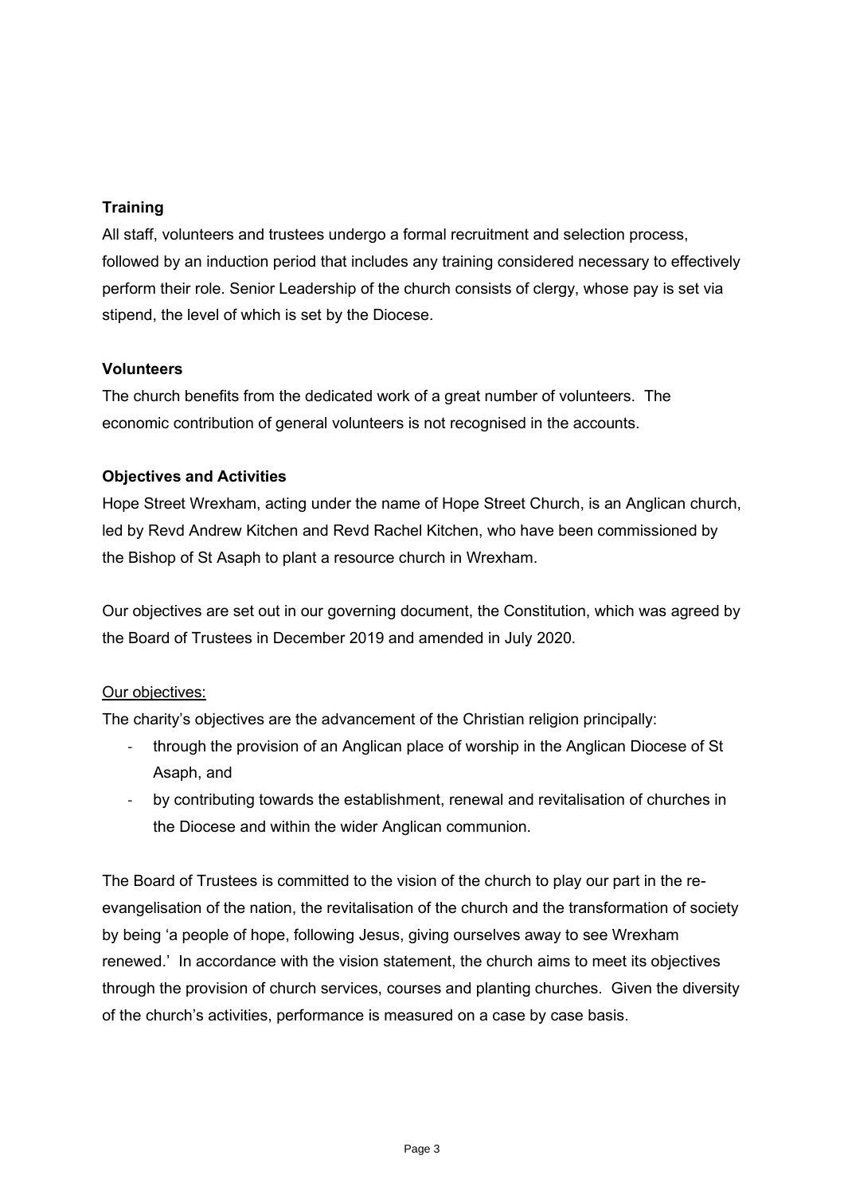**Training**

All staff, volunteers and trustees undergo a formal recruitment and selection process, followed by an induction period that includes any training considered necessary to effectively perform their role. Senior Leadership of the church consists of clergy, whose pay is set via stipend, the level of which is set by the Diocese.

**Volunteers**

The church benefits from the dedicated work of a great number of volunteers. The economic contribution of general volunteers is not recognised in the accounts.

**Objectives and Activities**

Hope Street Wrexham, acting under the name of Hope Street Church, is an Anglican church, led by Revd Andrew Kitchen and Revd Rachel Kitchen, who have been commissioned by the Bishop of St Asaph to plant a resource church in Wrexham.

Our objectives are set out in our governing document, the Constitution, which was agreed by the Board of Trustees in December 2019 and amended in July 2020.

Our objectives:

The charity's objectives are the advancement of the Christian religion principally:

- through the provision of an Anglican place of worship in the Anglican Diocese of St Asaph, and
- by contributing towards the establishment, renewal and revitalisation of churches in the Diocese and within the wider Anglican communion.

The Board of Trustees is committed to the vision of the church to play our part in the re-evangelisation of the nation, the revitalisation of the church and the transformation of society by being 'a people of hope, following Jesus, giving ourselves away to see Wrexham renewed.' In accordance with the vision statement, the church aims to meet its objectives through the provision of church services, courses and planting churches. Given the diversity of the church's activities, performance is measured on a case by case basis.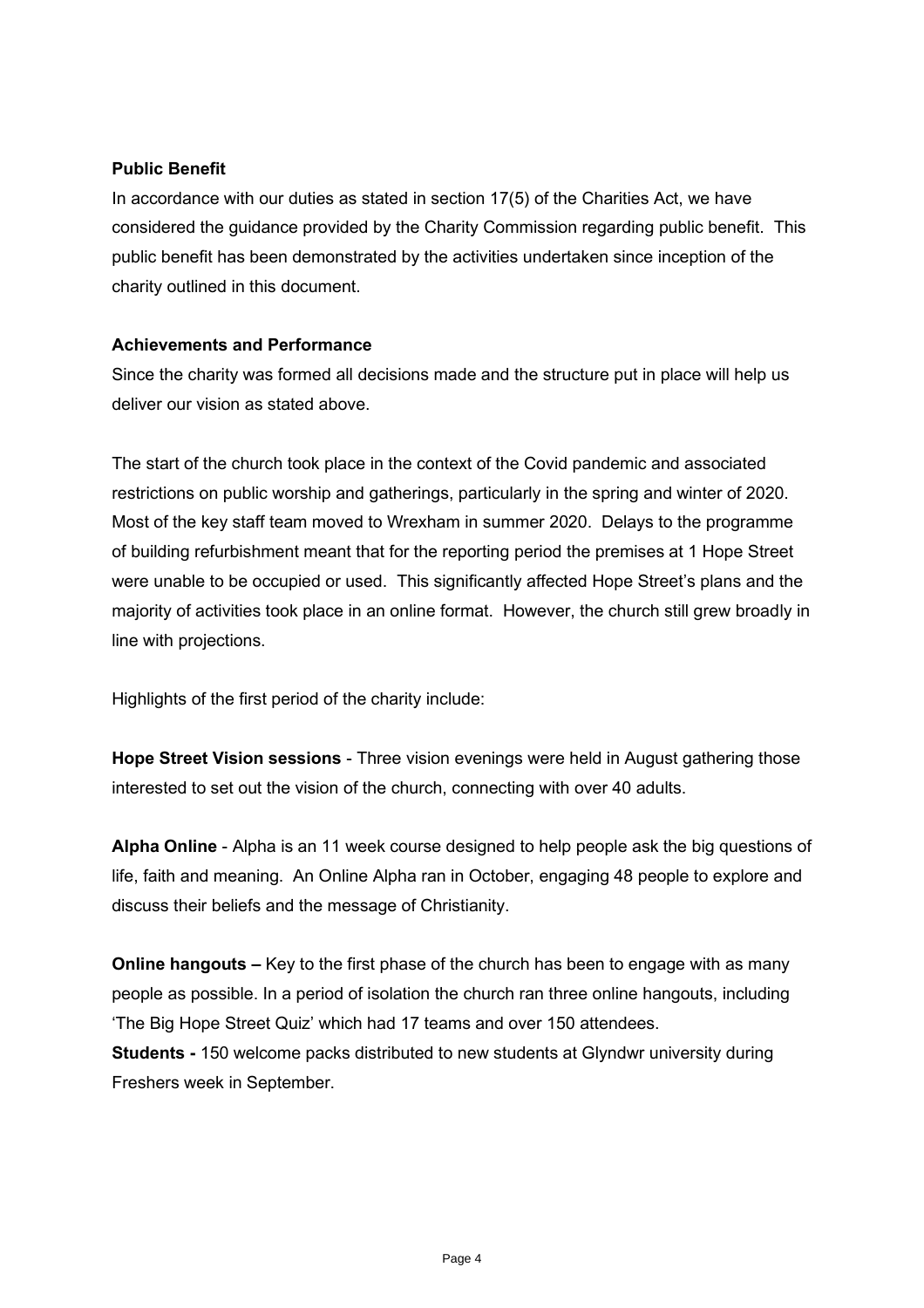**Public Benefit**

In accordance with our duties as stated in section 17(5) of the Charities Act, we have considered the guidance provided by the Charity Commission regarding public benefit. This public benefit has been demonstrated by the activities undertaken since inception of the charity outlined in this document.

**Achievements and Performance**

Since the charity was formed all decisions made and the structure put in place will help us deliver our vision as stated above.

The start of the church took place in the context of the Covid pandemic and associated restrictions on public worship and gatherings, particularly in the spring and winter of 2020. Most of the key staff team moved to Wrexham in summer 2020. Delays to the programme of building refurbishment meant that for the reporting period the premises at 1 Hope Street were unable to be occupied or used. This significantly affected Hope Street's plans and the majority of activities took place in an online format. However, the church still grew broadly in line with projections.

Highlights of the first period of the charity include:

**Hope Street Vision sessions** - Three vision evenings were held in August gathering those interested to set out the vision of the church, connecting with over 40 adults.

**Alpha Online** - Alpha is an 11 week course designed to help people ask the big questions of life, faith and meaning. An Online Alpha ran in October, engaging 48 people to explore and discuss their beliefs and the message of Christianity.

**Online hangouts –** Key to the first phase of the church has been to engage with as many people as possible. In a period of isolation the church ran three online hangouts, including 'The Big Hope Street Quiz' which had 17 teams and over 150 attendees.

**Students -** 150 welcome packs distributed to new students at Glyndwr university during Freshers week in September.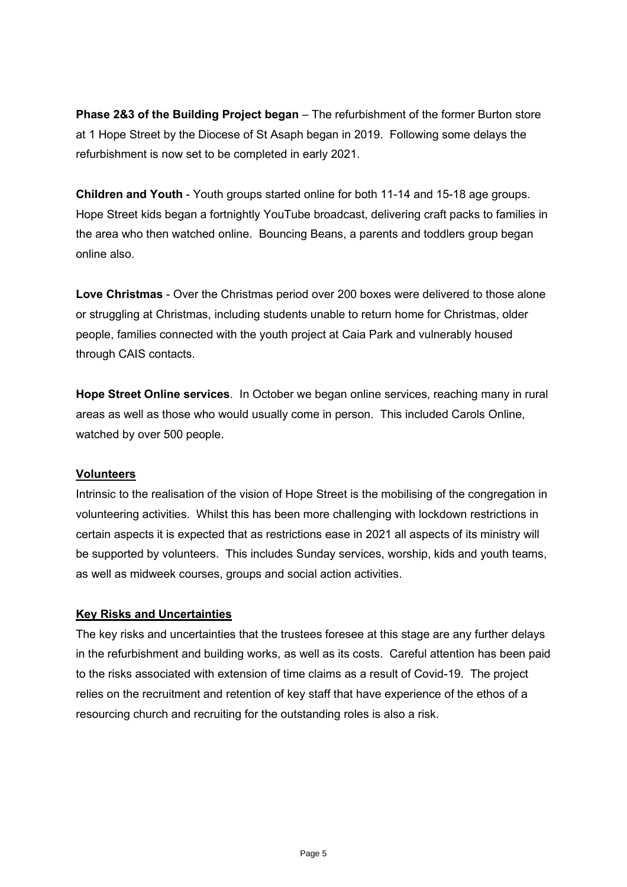**Phase 2&3 of the Building Project began** – The refurbishment of the former Burton store at 1 Hope Street by the Diocese of St Asaph began in 2019. Following some delays the refurbishment is now set to be completed in early 2021.

**Children and Youth** - Youth groups started online for both 11-14 and 15-18 age groups. Hope Street kids began a fortnightly YouTube broadcast, delivering craft packs to families in the area who then watched online. Bouncing Beans, a parents and toddlers group began online also.

**Love Christmas** - Over the Christmas period over 200 boxes were delivered to those alone or struggling at Christmas, including students unable to return home for Christmas, older people, families connected with the youth project at Caia Park and vulnerably housed through CAIS contacts.

**Hope Street Online services**. In October we began online services, reaching many in rural areas as well as those who would usually come in person. This included Carols Online, watched by over 500 people.

## Volunteers

Intrinsic to the realisation of the vision of Hope Street is the mobilising of the congregation in volunteering activities. Whilst this has been more challenging with lockdown restrictions in certain aspects it is expected that as restrictions ease in 2021 all aspects of its ministry will be supported by volunteers. This includes Sunday services, worship, kids and youth teams, as well as midweek courses, groups and social action activities.

## Key Risks and Uncertainties

The key risks and uncertainties that the trustees foresee at this stage are any further delays in the refurbishment and building works, as well as its costs. Careful attention has been paid to the risks associated with extension of time claims as a result of Covid-19. The project relies on the recruitment and retention of key staff that have experience of the ethos of a resourcing church and recruiting for the outstanding roles is also a risk.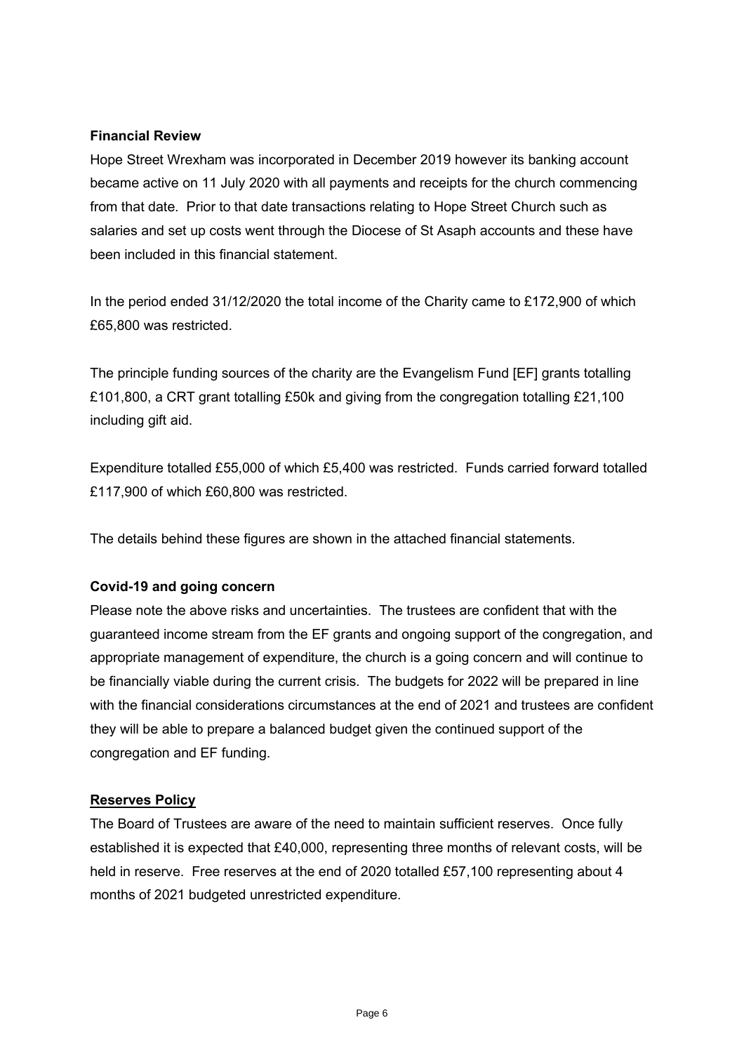**Financial Review**

Hope Street Wrexham was incorporated in December 2019 however its banking account became active on 11 July 2020 with all payments and receipts for the church commencing from that date. Prior to that date transactions relating to Hope Street Church such as salaries and set up costs went through the Diocese of St Asaph accounts and these have been included in this financial statement.

In the period ended 31/12/2020 the total income of the Charity came to £172,900 of which £65,800 was restricted.

The principle funding sources of the charity are the Evangelism Fund [EF] grants totalling £101,800, a CRT grant totalling £50k and giving from the congregation totalling £21,100 including gift aid.

Expenditure totalled £55,000 of which £5,400 was restricted. Funds carried forward totalled £117,900 of which £60,800 was restricted.

The details behind these figures are shown in the attached financial statements.

**Covid-19 and going concern**

Please note the above risks and uncertainties. The trustees are confident that with the guaranteed income stream from the EF grants and ongoing support of the congregation, and appropriate management of expenditure, the church is a going concern and will continue to be financially viable during the current crisis. The budgets for 2022 will be prepared in line with the financial considerations circumstances at the end of 2021 and trustees are confident they will be able to prepare a balanced budget given the continued support of the congregation and EF funding.

**Reserves Policy**

The Board of Trustees are aware of the need to maintain sufficient reserves. Once fully established it is expected that £40,000, representing three months of relevant costs, will be held in reserve. Free reserves at the end of 2020 totalled £57,100 representing about 4 months of 2021 budgeted unrestricted expenditure.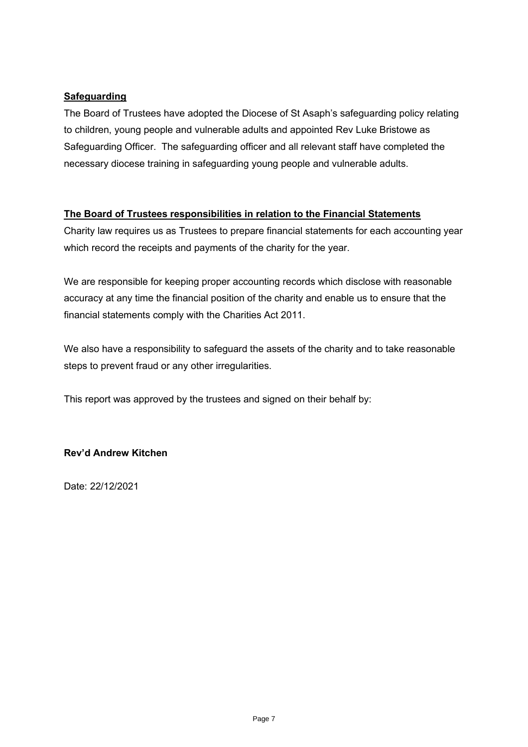## Safeguarding

The Board of Trustees have adopted the Diocese of St Asaph's safeguarding policy relating to children, young people and vulnerable adults and appointed Rev Luke Bristowe as Safeguarding Officer. The safeguarding officer and all relevant staff have completed the necessary diocese training in safeguarding young people and vulnerable adults.

## The Board of Trustees responsibilities in relation to the Financial Statements

Charity law requires us as Trustees to prepare financial statements for each accounting year which record the receipts and payments of the charity for the year.

We are responsible for keeping proper accounting records which disclose with reasonable accuracy at any time the financial position of the charity and enable us to ensure that the financial statements comply with the Charities Act 2011.

We also have a responsibility to safeguard the assets of the charity and to take reasonable steps to prevent fraud or any other irregularities.

This report was approved by the trustees and signed on their behalf by:

**Rev'd Andrew Kitchen**

Date: 22/12/2021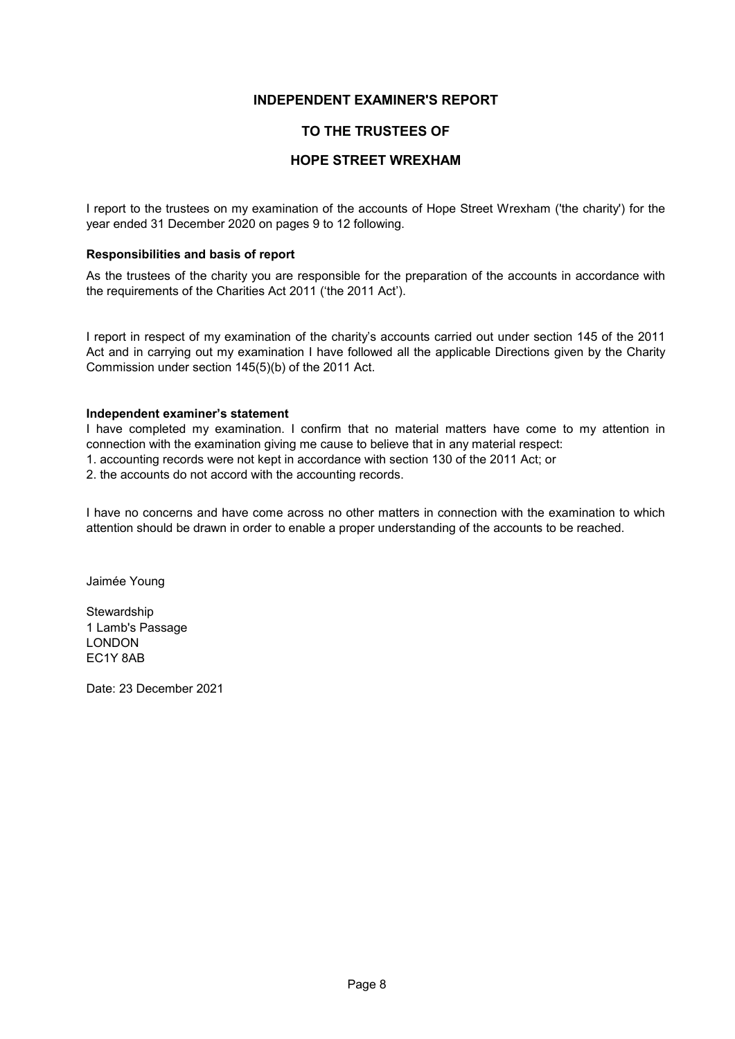# INDEPENDENT EXAMINER'S REPORT

## TO THE TRUSTEES OF

## HOPE STREET WREXHAM

I report to the trustees on my examination of the accounts of Hope Street Wrexham ('the charity') for the year ended 31 December 2020 on pages 9 to 12 following.

**Responsibilities and basis of report**

As the trustees of the charity you are responsible for the preparation of the accounts in accordance with the requirements of the Charities Act 2011 ('the 2011 Act').

I report in respect of my examination of the charity's accounts carried out under section 145 of the 2011 Act and in carrying out my examination I have followed all the applicable Directions given by the Charity Commission under section 145(5)(b) of the 2011 Act.

**Independent examiner's statement**

I have completed my examination. I confirm that no material matters have come to my attention in connection with the examination giving me cause to believe that in any material respect:

1. accounting records were not kept in accordance with section 130 of the 2011 Act; or
2. the accounts do not accord with the accounting records.

I have no concerns and have come across no other matters in connection with the examination to which attention should be drawn in order to enable a proper understanding of the accounts to be reached.

Jaimée Young

Stewardship
1 Lamb's Passage
LONDON
EC1Y 8AB

Date: 23 December 2021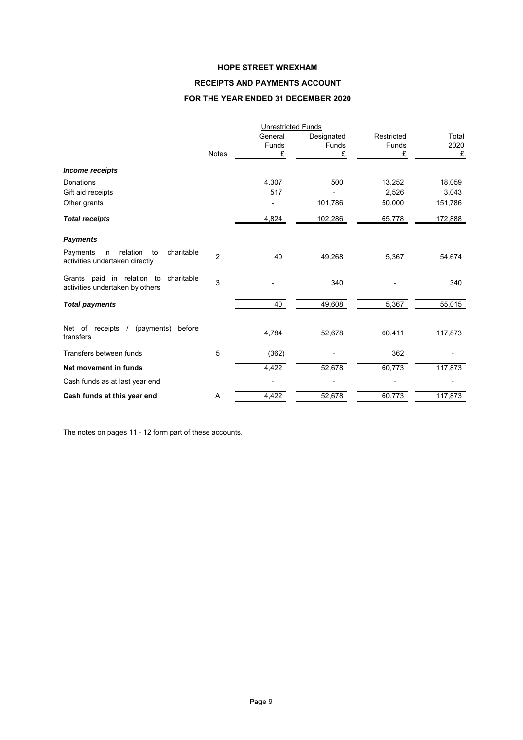# HOPE STREET WREXHAM

## RECEIPTS AND PAYMENTS ACCOUNT

## FOR THE YEAR ENDED 31 DECEMBER 2020

| | Notes | Unrestricted Funds | | | |
|---|---|---|---|---|---|
| | | General Funds £ | Designated Funds £ | Restricted Funds £ | Total 2020 £ |
| ***Income receipts*** | | | | | |
| Donations | | 4,307 | 500 | 13,252 | 18,059 |
| Gift aid receipts | | 517 | - | 2,526 | 3,043 |
| Other grants | | - | 101,786 | 50,000 | 151,786 |
| ***Total receipts*** | | 4,824 | 102,286 | 65,778 | 172,888 |
| ***Payments*** | | | | | |
| Payments in relation to charitable activities undertaken directly | 2 | 40 | 49,268 | 5,367 | 54,674 |
| Grants paid in relation to charitable activities undertaken by others | 3 | - | 340 | - | 340 |
| ***Total payments*** | | 40 | 49,608 | 5,367 | 55,015 |
| Net of receipts / (payments) before transfers | | 4,784 | 52,678 | 60,411 | 117,873 |
| Transfers between funds | 5 | (362) | - | 362 | - |
| **Net movement in funds** | | 4,422 | 52,678 | 60,773 | 117,873 |
| Cash funds as at last year end | | - | - | - | - |
| **Cash funds at this year end** | A | 4,422 | 52,678 | 60,773 | 117,873 |

The notes on pages 11 - 12 form part of these accounts.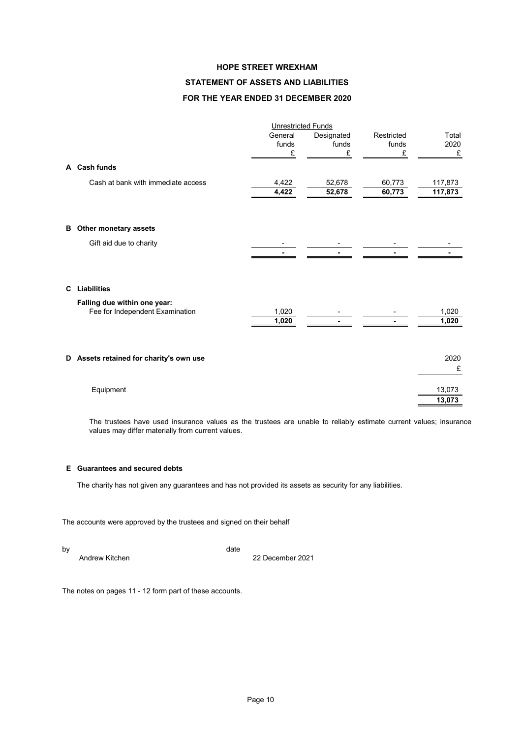# HOPE STREET WREXHAM

## STATEMENT OF ASSETS AND LIABILITIES

## FOR THE YEAR ENDED 31 DECEMBER 2020

| | Unrestricted Funds | | | |
|---|---|---|---|---|
| | General funds £ | Designated funds £ | Restricted funds £ | Total 2020 £ |
| **A Cash funds** | | | | |
| Cash at bank with immediate access | 4,422 | 52,678 | 60,773 | 117,873 |
| | **4,422** | **52,678** | **60,773** | **117,873** |
| **B Other monetary assets** | | | | |
| Gift aid due to charity | - | - | - | - |
| | - | - | - | - |
| **C Liabilities** | | | | |
| **Falling due within one year:** | | | | |
| Fee for Independent Examination | 1,020 | - | - | 1,020 |
| | **1,020** | - | - | **1,020** |

| **D Assets retained for charity's own use** | 2020 £ |
|---|---|
| Equipment | 13,073 |
| | **13,073** |

The trustees have used insurance values as the trustees are unable to reliably estimate current values; insurance values may differ materially from current values.

**E Guarantees and secured debts**

The charity has not given any guarantees and has not provided its assets as security for any liabilities.

The accounts were approved by the trustees and signed on their behalf

by Andrew Kitchen

date 22 December 2021

The notes on pages 11 - 12 form part of these accounts.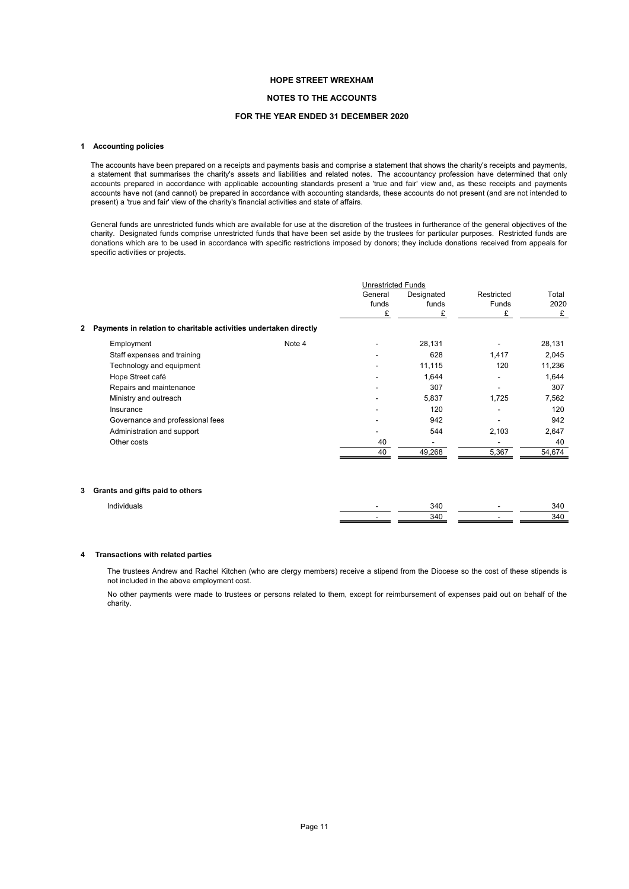# HOPE STREET WREXHAM

## NOTES TO THE ACCOUNTS

### FOR THE YEAR ENDED 31 DECEMBER 2020

**1 Accounting policies**

The accounts have been prepared on a receipts and payments basis and comprise a statement that shows the charity's receipts and payments, a statement that summarises the charity's assets and liabilities and related notes. The accountancy profession have determined that only accounts prepared in accordance with applicable accounting standards present a 'true and fair' view and, as these receipts and payments accounts have not (and cannot) be prepared in accordance with accounting standards, these accounts do not present (and are not intended to present) a 'true and fair' view of the charity's financial activities and state of affairs.

General funds are unrestricted funds which are available for use at the discretion of the trustees in furtherance of the general objectives of the charity. Designated funds comprise unrestricted funds that have been set aside by the trustees for particular purposes. Restricted funds are donations which are to be used in accordance with specific restrictions imposed by donors; they include donations received from appeals for specific activities or projects.

| | | Unrestricted Funds | | | |
|---|---|---|---|---|---|
| | | General funds | Designated funds | Restricted Funds | Total 2020 |
| | | £ | £ | £ | £ |
| **2 Payments in relation to charitable activities undertaken directly** | | | | | |
| Employment | Note 4 | - | 28,131 | - | 28,131 |
| Staff expenses and training | | - | 628 | 1,417 | 2,045 |
| Technology and equipment | | - | 11,115 | 120 | 11,236 |
| Hope Street café | | - | 1,644 | - | 1,644 |
| Repairs and maintenance | | - | 307 | - | 307 |
| Ministry and outreach | | - | 5,837 | 1,725 | 7,562 |
| Insurance | | - | 120 | - | 120 |
| Governance and professional fees | | - | 942 | - | 942 |
| Administration and support | | - | 544 | 2,103 | 2,647 |
| Other costs | | 40 | - | - | 40 |
| | | 40 | 49,268 | 5,367 | 54,674 |
| **3 Grants and gifts paid to others** | | | | | |
| Individuals | | - | 340 | - | 340 |
| | | - | 340 | - | 340 |

**4 Transactions with related parties**

The trustees Andrew and Rachel Kitchen (who are clergy members) receive a stipend from the Diocese so the cost of these stipends is not included in the above employment cost.

No other payments were made to trustees or persons related to them, except for reimbursement of expenses paid out on behalf of the charity.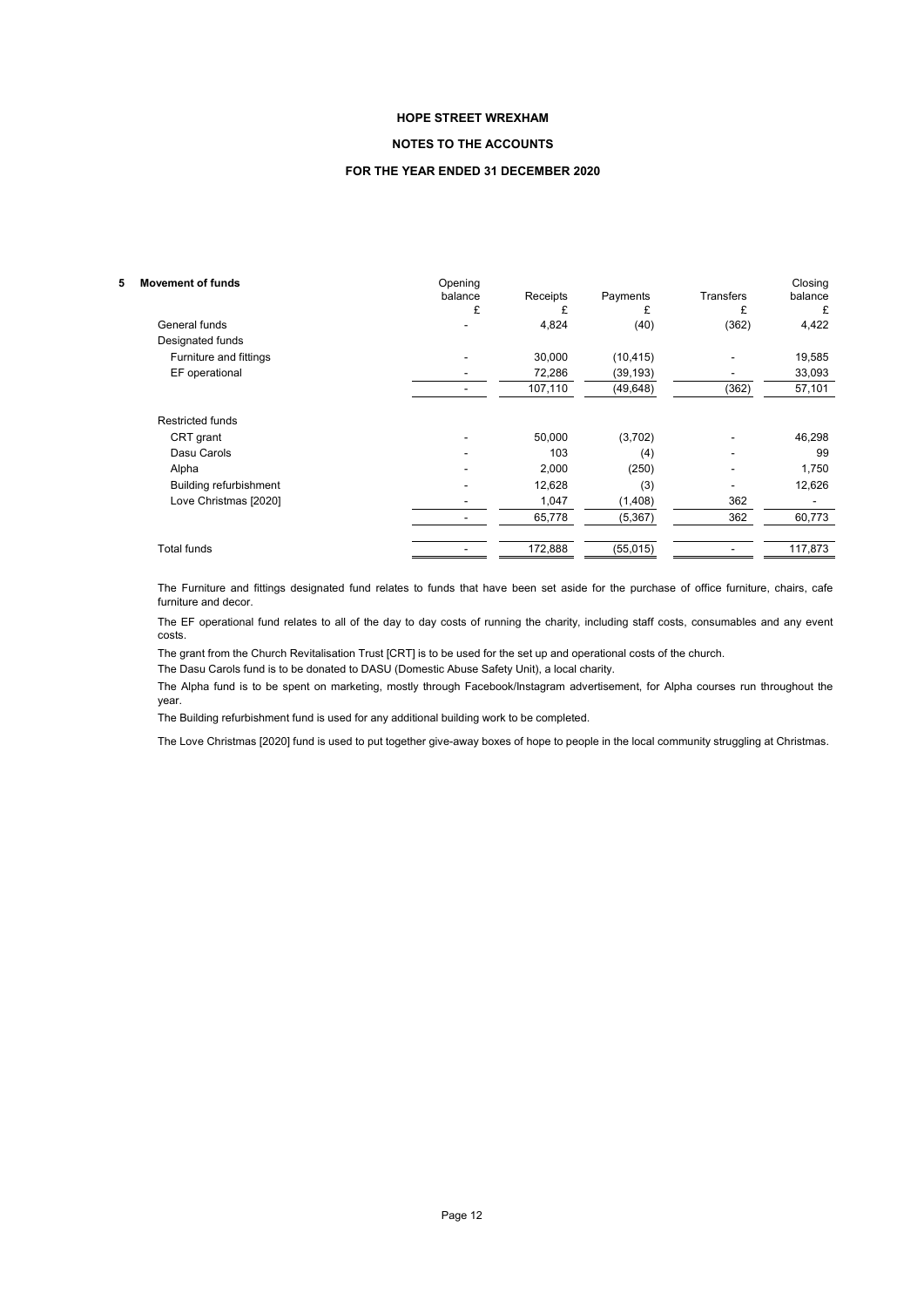**HOPE STREET WREXHAM**

**NOTES TO THE ACCOUNTS**

**FOR THE YEAR ENDED 31 DECEMBER 2020**

**5 Movement of funds**

| | Opening balance £ | Receipts £ | Payments £ | Transfers £ | Closing balance £ |
|---|---|---|---|---|---|
| General funds | - | 4,824 | (40) | (362) | 4,422 |
| Designated funds | | | | | |
| Furniture and fittings | - | 30,000 | (10,415) | - | 19,585 |
| EF operational | - | 72,286 | (39,193) | - | 33,093 |
| | - | 107,110 | (49,648) | (362) | 57,101 |
| Restricted funds | | | | | |
| CRT grant | - | 50,000 | (3,702) | - | 46,298 |
| Dasu Carols | - | 103 | (4) | - | 99 |
| Alpha | - | 2,000 | (250) | - | 1,750 |
| Building refurbishment | - | 12,628 | (3) | - | 12,626 |
| Love Christmas [2020] | - | 1,047 | (1,408) | 362 | - |
| | - | 65,778 | (5,367) | 362 | 60,773 |
| Total funds | - | 172,888 | (55,015) | - | 117,873 |

The Furniture and fittings designated fund relates to funds that have been set aside for the purchase of office furniture, chairs, cafe furniture and decor.

The EF operational fund relates to all of the day to day costs of running the charity, including staff costs, consumables and any event costs.

The grant from the Church Revitalisation Trust [CRT] is to be used for the set up and operational costs of the church.

The Dasu Carols fund is to be donated to DASU (Domestic Abuse Safety Unit), a local charity.

The Alpha fund is to be spent on marketing, mostly through Facebook/Instagram advertisement, for Alpha courses run throughout the year.

The Building refurbishment fund is used for any additional building work to be completed.

The Love Christmas [2020] fund is used to put together give-away boxes of hope to people in the local community struggling at Christmas.